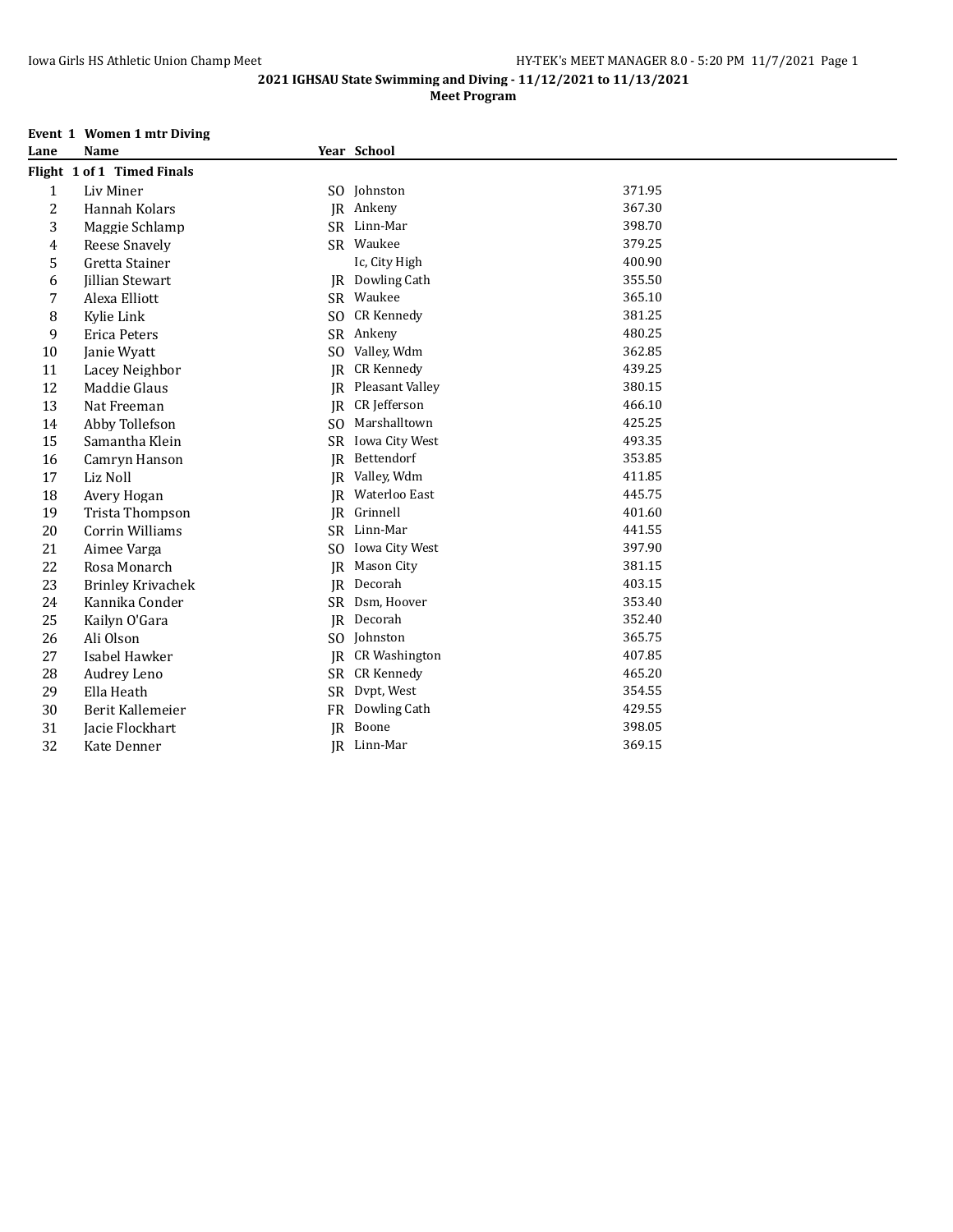**2021 IGHSAU State Swimming and Diving - 11/12/2021 to 11/13/2021**

**Meet Program**

**Event 1 Women 1 mtr Diving**

| Lane | Name | Year | School | |
|---|---|---|---|---|
| **Flight 1 of 1 Timed Finals** | | | | |
| 1 | Liv Miner | SO | Johnston | 371.95 |
| 2 | Hannah Kolars | JR | Ankeny | 367.30 |
| 3 | Maggie Schlamp | SR | Linn-Mar | 398.70 |
| 4 | Reese Snavely | SR | Waukee | 379.25 |
| 5 | Gretta Stainer | | Ic, City High | 400.90 |
| 6 | Jillian Stewart | JR | Dowling Cath | 355.50 |
| 7 | Alexa Elliott | SR | Waukee | 365.10 |
| 8 | Kylie Link | SO | CR Kennedy | 381.25 |
| 9 | Erica Peters | SR | Ankeny | 480.25 |
| 10 | Janie Wyatt | SO | Valley, Wdm | 362.85 |
| 11 | Lacey Neighbor | JR | CR Kennedy | 439.25 |
| 12 | Maddie Glaus | JR | Pleasant Valley | 380.15 |
| 13 | Nat Freeman | JR | CR Jefferson | 466.10 |
| 14 | Abby Tollefson | SO | Marshalltown | 425.25 |
| 15 | Samantha Klein | SR | Iowa City West | 493.35 |
| 16 | Camryn Hanson | JR | Bettendorf | 353.85 |
| 17 | Liz Noll | JR | Valley, Wdm | 411.85 |
| 18 | Avery Hogan | JR | Waterloo East | 445.75 |
| 19 | Trista Thompson | JR | Grinnell | 401.60 |
| 20 | Corrin Williams | SR | Linn-Mar | 441.55 |
| 21 | Aimee Varga | SO | Iowa City West | 397.90 |
| 22 | Rosa Monarch | JR | Mason City | 381.15 |
| 23 | Brinley Krivachek | JR | Decorah | 403.15 |
| 24 | Kannika Conder | SR | Dsm, Hoover | 353.40 |
| 25 | Kailyn O'Gara | JR | Decorah | 352.40 |
| 26 | Ali Olson | SO | Johnston | 365.75 |
| 27 | Isabel Hawker | JR | CR Washington | 407.85 |
| 28 | Audrey Leno | SR | CR Kennedy | 465.20 |
| 29 | Ella Heath | SR | Dvpt, West | 354.55 |
| 30 | Berit Kallemeier | FR | Dowling Cath | 429.55 |
| 31 | Jacie Flockhart | JR | Boone | 398.05 |
| 32 | Kate Denner | JR | Linn-Mar | 369.15 |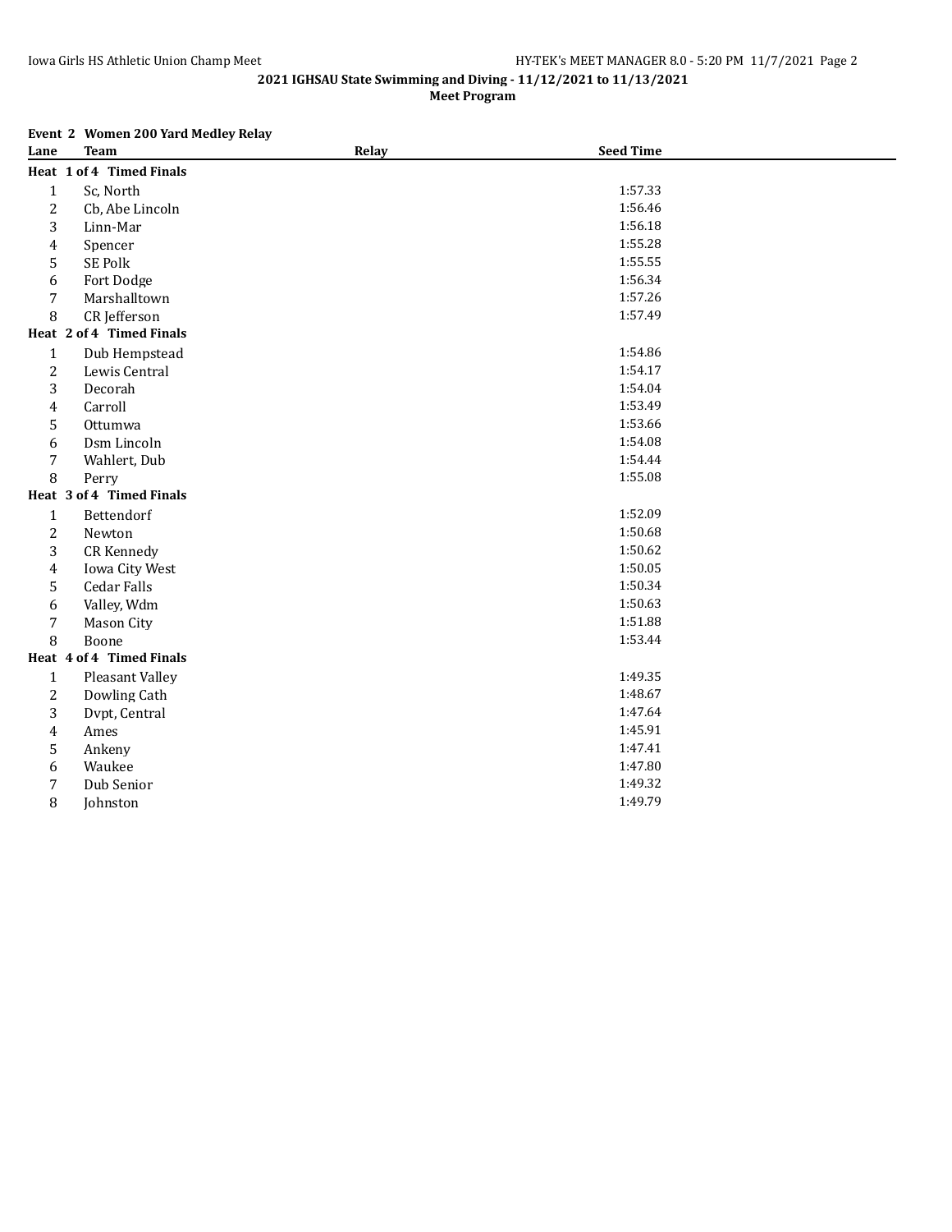**2021 IGHSAU State Swimming and Diving - 11/12/2021 to 11/13/2021**

**Meet Program**

### Event 2 Women 200 Yard Medley Relay

| Lane | Team | Relay | Seed Time |
|---|---|---|---|
| **Heat 1 of 4 Timed Finals** | | | |
| 1 | Sc, North | | 1:57.33 |
| 2 | Cb, Abe Lincoln | | 1:56.46 |
| 3 | Linn-Mar | | 1:56.18 |
| 4 | Spencer | | 1:55.28 |
| 5 | SE Polk | | 1:55.55 |
| 6 | Fort Dodge | | 1:56.34 |
| 7 | Marshalltown | | 1:57.26 |
| 8 | CR Jefferson | | 1:57.49 |
| **Heat 2 of 4 Timed Finals** | | | |
| 1 | Dub Hempstead | | 1:54.86 |
| 2 | Lewis Central | | 1:54.17 |
| 3 | Decorah | | 1:54.04 |
| 4 | Carroll | | 1:53.49 |
| 5 | Ottumwa | | 1:53.66 |
| 6 | Dsm Lincoln | | 1:54.08 |
| 7 | Wahlert, Dub | | 1:54.44 |
| 8 | Perry | | 1:55.08 |
| **Heat 3 of 4 Timed Finals** | | | |
| 1 | Bettendorf | | 1:52.09 |
| 2 | Newton | | 1:50.68 |
| 3 | CR Kennedy | | 1:50.62 |
| 4 | Iowa City West | | 1:50.05 |
| 5 | Cedar Falls | | 1:50.34 |
| 6 | Valley, Wdm | | 1:50.63 |
| 7 | Mason City | | 1:51.88 |
| 8 | Boone | | 1:53.44 |
| **Heat 4 of 4 Timed Finals** | | | |
| 1 | Pleasant Valley | | 1:49.35 |
| 2 | Dowling Cath | | 1:48.67 |
| 3 | Dvpt, Central | | 1:47.64 |
| 4 | Ames | | 1:45.91 |
| 5 | Ankeny | | 1:47.41 |
| 6 | Waukee | | 1:47.80 |
| 7 | Dub Senior | | 1:49.32 |
| 8 | Johnston | | 1:49.79 |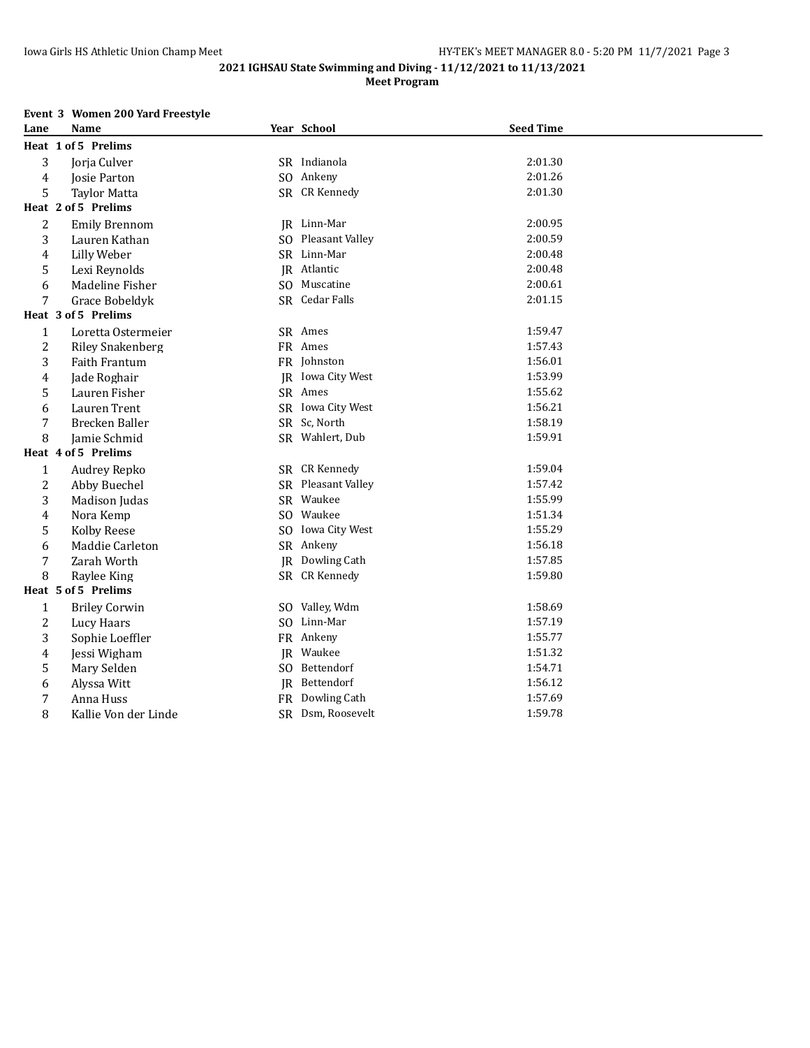## 2021 IGHSAU State Swimming and Diving - 11/12/2021 to 11/13/2021

### Meet Program

**Event 3 Women 200 Yard Freestyle**

| Lane | Name | Year | School | Seed Time |
|---|---|---|---|---|
| **Heat 1 of 5 Prelims** | | | | |
| 3 | Jorja Culver | SR | Indianola | 2:01.30 |
| 4 | Josie Parton | SO | Ankeny | 2:01.26 |
| 5 | Taylor Matta | SR | CR Kennedy | 2:01.30 |
| **Heat 2 of 5 Prelims** | | | | |
| 2 | Emily Brennom | JR | Linn-Mar | 2:00.95 |
| 3 | Lauren Kathan | SO | Pleasant Valley | 2:00.59 |
| 4 | Lilly Weber | SR | Linn-Mar | 2:00.48 |
| 5 | Lexi Reynolds | JR | Atlantic | 2:00.48 |
| 6 | Madeline Fisher | SO | Muscatine | 2:00.61 |
| 7 | Grace Bobeldyk | SR | Cedar Falls | 2:01.15 |
| **Heat 3 of 5 Prelims** | | | | |
| 1 | Loretta Ostermeier | SR | Ames | 1:59.47 |
| 2 | Riley Snakenberg | FR | Ames | 1:57.43 |
| 3 | Faith Frantum | FR | Johnston | 1:56.01 |
| 4 | Jade Roghair | JR | Iowa City West | 1:53.99 |
| 5 | Lauren Fisher | SR | Ames | 1:55.62 |
| 6 | Lauren Trent | SR | Iowa City West | 1:56.21 |
| 7 | Brecken Baller | SR | Sc, North | 1:58.19 |
| 8 | Jamie Schmid | SR | Wahlert, Dub | 1:59.91 |
| **Heat 4 of 5 Prelims** | | | | |
| 1 | Audrey Repko | SR | CR Kennedy | 1:59.04 |
| 2 | Abby Buechel | SR | Pleasant Valley | 1:57.42 |
| 3 | Madison Judas | SR | Waukee | 1:55.99 |
| 4 | Nora Kemp | SO | Waukee | 1:51.34 |
| 5 | Kolby Reese | SO | Iowa City West | 1:55.29 |
| 6 | Maddie Carleton | SR | Ankeny | 1:56.18 |
| 7 | Zarah Worth | JR | Dowling Cath | 1:57.85 |
| 8 | Raylee King | SR | CR Kennedy | 1:59.80 |
| **Heat 5 of 5 Prelims** | | | | |
| 1 | Briley Corwin | SO | Valley, Wdm | 1:58.69 |
| 2 | Lucy Haars | SO | Linn-Mar | 1:57.19 |
| 3 | Sophie Loeffler | FR | Ankeny | 1:55.77 |
| 4 | Jessi Wigham | JR | Waukee | 1:51.32 |
| 5 | Mary Selden | SO | Bettendorf | 1:54.71 |
| 6 | Alyssa Witt | JR | Bettendorf | 1:56.12 |
| 7 | Anna Huss | FR | Dowling Cath | 1:57.69 |
| 8 | Kallie Von der Linde | SR | Dsm, Roosevelt | 1:59.78 |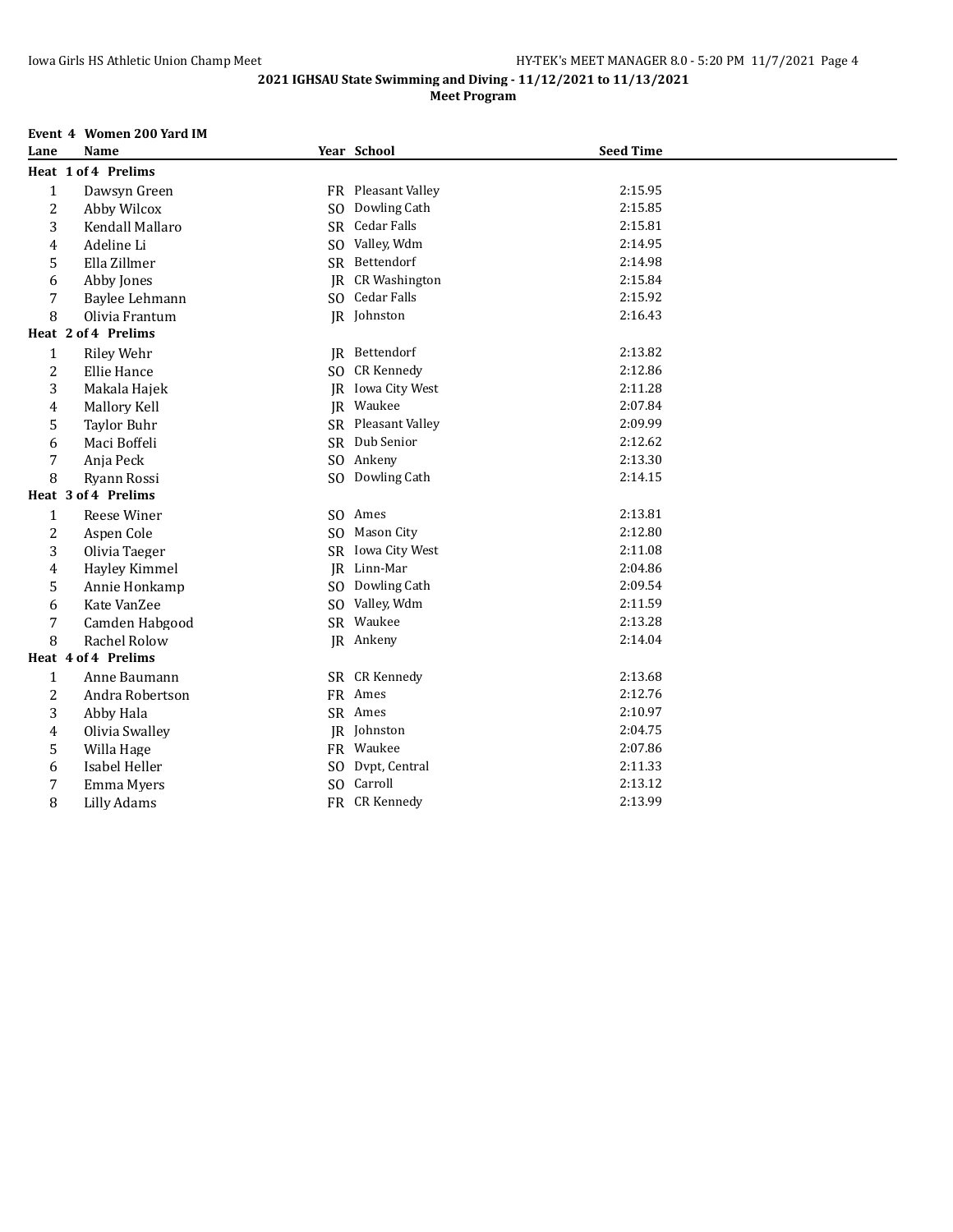**2021 IGHSAU State Swimming and Diving - 11/12/2021 to 11/13/2021**

**Meet Program**

**Event 4 Women 200 Yard IM**

| Lane | Name | Year | School | Seed Time |
|---|---|---|---|---|
| **Heat 1 of 4 Prelims** | | | | |
| 1 | Dawsyn Green | FR | Pleasant Valley | 2:15.95 |
| 2 | Abby Wilcox | SO | Dowling Cath | 2:15.85 |
| 3 | Kendall Mallaro | SR | Cedar Falls | 2:15.81 |
| 4 | Adeline Li | SO | Valley, Wdm | 2:14.95 |
| 5 | Ella Zillmer | SR | Bettendorf | 2:14.98 |
| 6 | Abby Jones | JR | CR Washington | 2:15.84 |
| 7 | Baylee Lehmann | SO | Cedar Falls | 2:15.92 |
| 8 | Olivia Frantum | JR | Johnston | 2:16.43 |
| **Heat 2 of 4 Prelims** | | | | |
| 1 | Riley Wehr | JR | Bettendorf | 2:13.82 |
| 2 | Ellie Hance | SO | CR Kennedy | 2:12.86 |
| 3 | Makala Hajek | JR | Iowa City West | 2:11.28 |
| 4 | Mallory Kell | JR | Waukee | 2:07.84 |
| 5 | Taylor Buhr | SR | Pleasant Valley | 2:09.99 |
| 6 | Maci Boffeli | SR | Dub Senior | 2:12.62 |
| 7 | Anja Peck | SO | Ankeny | 2:13.30 |
| 8 | Ryann Rossi | SO | Dowling Cath | 2:14.15 |
| **Heat 3 of 4 Prelims** | | | | |
| 1 | Reese Winer | SO | Ames | 2:13.81 |
| 2 | Aspen Cole | SO | Mason City | 2:12.80 |
| 3 | Olivia Taeger | SR | Iowa City West | 2:11.08 |
| 4 | Hayley Kimmel | JR | Linn-Mar | 2:04.86 |
| 5 | Annie Honkamp | SO | Dowling Cath | 2:09.54 |
| 6 | Kate VanZee | SO | Valley, Wdm | 2:11.59 |
| 7 | Camden Habgood | SR | Waukee | 2:13.28 |
| 8 | Rachel Rolow | JR | Ankeny | 2:14.04 |
| **Heat 4 of 4 Prelims** | | | | |
| 1 | Anne Baumann | SR | CR Kennedy | 2:13.68 |
| 2 | Andra Robertson | FR | Ames | 2:12.76 |
| 3 | Abby Hala | SR | Ames | 2:10.97 |
| 4 | Olivia Swalley | JR | Johnston | 2:04.75 |
| 5 | Willa Hage | FR | Waukee | 2:07.86 |
| 6 | Isabel Heller | SO | Dvpt, Central | 2:11.33 |
| 7 | Emma Myers | SO | Carroll | 2:13.12 |
| 8 | Lilly Adams | FR | CR Kennedy | 2:13.99 |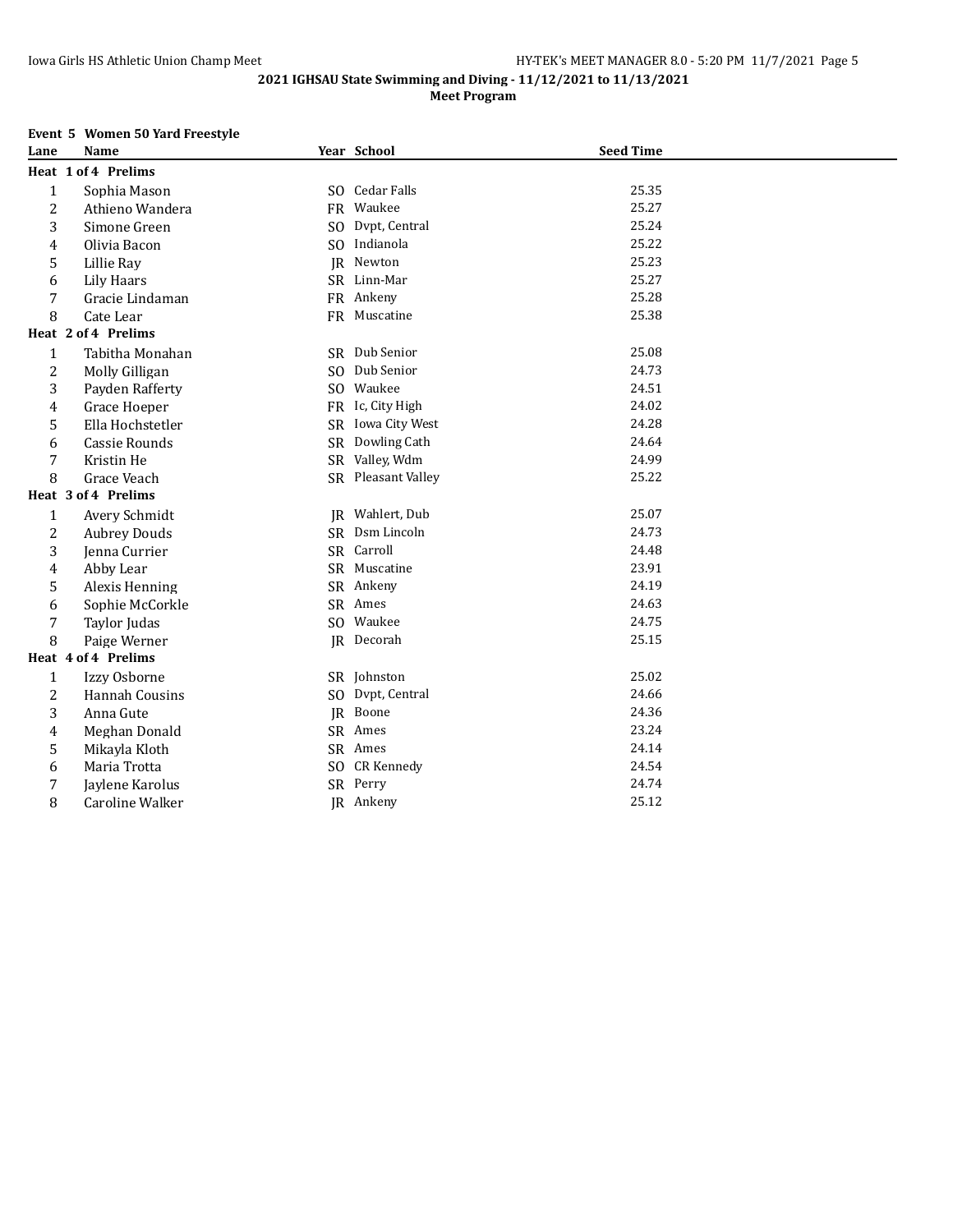## 2021 IGHSAU State Swimming and Diving - 11/12/2021 to 11/13/2021

### Meet Program

**Event 5 Women 50 Yard Freestyle**

| Lane | Name | Year | School | Seed Time |
|---|---|---|---|---|
| **Heat 1 of 4 Prelims** | | | | |
| 1 | Sophia Mason | SO | Cedar Falls | 25.35 |
| 2 | Athieno Wandera | FR | Waukee | 25.27 |
| 3 | Simone Green | SO | Dvpt, Central | 25.24 |
| 4 | Olivia Bacon | SO | Indianola | 25.22 |
| 5 | Lillie Ray | JR | Newton | 25.23 |
| 6 | Lily Haars | SR | Linn-Mar | 25.27 |
| 7 | Gracie Lindaman | FR | Ankeny | 25.28 |
| 8 | Cate Lear | FR | Muscatine | 25.38 |
| **Heat 2 of 4 Prelims** | | | | |
| 1 | Tabitha Monahan | SR | Dub Senior | 25.08 |
| 2 | Molly Gilligan | SO | Dub Senior | 24.73 |
| 3 | Payden Rafferty | SO | Waukee | 24.51 |
| 4 | Grace Hoeper | FR | Ic, City High | 24.02 |
| 5 | Ella Hochstetler | SR | Iowa City West | 24.28 |
| 6 | Cassie Rounds | SR | Dowling Cath | 24.64 |
| 7 | Kristin He | SR | Valley, Wdm | 24.99 |
| 8 | Grace Veach | SR | Pleasant Valley | 25.22 |
| **Heat 3 of 4 Prelims** | | | | |
| 1 | Avery Schmidt | JR | Wahlert, Dub | 25.07 |
| 2 | Aubrey Douds | SR | Dsm Lincoln | 24.73 |
| 3 | Jenna Currier | SR | Carroll | 24.48 |
| 4 | Abby Lear | SR | Muscatine | 23.91 |
| 5 | Alexis Henning | SR | Ankeny | 24.19 |
| 6 | Sophie McCorkle | SR | Ames | 24.63 |
| 7 | Taylor Judas | SO | Waukee | 24.75 |
| 8 | Paige Werner | JR | Decorah | 25.15 |
| **Heat 4 of 4 Prelims** | | | | |
| 1 | Izzy Osborne | SR | Johnston | 25.02 |
| 2 | Hannah Cousins | SO | Dvpt, Central | 24.66 |
| 3 | Anna Gute | JR | Boone | 24.36 |
| 4 | Meghan Donald | SR | Ames | 23.24 |
| 5 | Mikayla Kloth | SR | Ames | 24.14 |
| 6 | Maria Trotta | SO | CR Kennedy | 24.54 |
| 7 | Jaylene Karolus | SR | Perry | 24.74 |
| 8 | Caroline Walker | JR | Ankeny | 25.12 |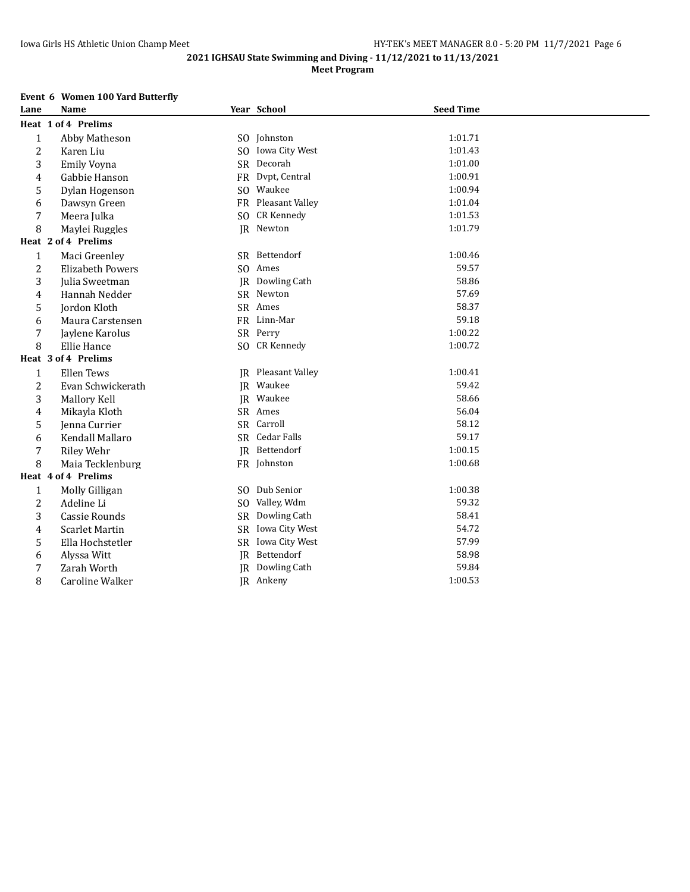**2021 IGHSAU State Swimming and Diving - 11/12/2021 to 11/13/2021**

**Meet Program**

### Event 6 Women 100 Yard Butterfly

| Lane | Name | Year | School | Seed Time |
|---|---|---|---|---|
| **Heat 1 of 4 Prelims** | | | | |
| 1 | Abby Matheson | SO | Johnston | 1:01.71 |
| 2 | Karen Liu | SO | Iowa City West | 1:01.43 |
| 3 | Emily Voyna | SR | Decorah | 1:01.00 |
| 4 | Gabbie Hanson | FR | Dvpt, Central | 1:00.91 |
| 5 | Dylan Hogenson | SO | Waukee | 1:00.94 |
| 6 | Dawsyn Green | FR | Pleasant Valley | 1:01.04 |
| 7 | Meera Julka | SO | CR Kennedy | 1:01.53 |
| 8 | Maylei Ruggles | JR | Newton | 1:01.79 |
| **Heat 2 of 4 Prelims** | | | | |
| 1 | Maci Greenley | SR | Bettendorf | 1:00.46 |
| 2 | Elizabeth Powers | SO | Ames | 59.57 |
| 3 | Julia Sweetman | JR | Dowling Cath | 58.86 |
| 4 | Hannah Nedder | SR | Newton | 57.69 |
| 5 | Jordon Kloth | SR | Ames | 58.37 |
| 6 | Maura Carstensen | FR | Linn-Mar | 59.18 |
| 7 | Jaylene Karolus | SR | Perry | 1:00.22 |
| 8 | Ellie Hance | SO | CR Kennedy | 1:00.72 |
| **Heat 3 of 4 Prelims** | | | | |
| 1 | Ellen Tews | JR | Pleasant Valley | 1:00.41 |
| 2 | Evan Schwickerath | JR | Waukee | 59.42 |
| 3 | Mallory Kell | JR | Waukee | 58.66 |
| 4 | Mikayla Kloth | SR | Ames | 56.04 |
| 5 | Jenna Currier | SR | Carroll | 58.12 |
| 6 | Kendall Mallaro | SR | Cedar Falls | 59.17 |
| 7 | Riley Wehr | JR | Bettendorf | 1:00.15 |
| 8 | Maia Tecklenburg | FR | Johnston | 1:00.68 |
| **Heat 4 of 4 Prelims** | | | | |
| 1 | Molly Gilligan | SO | Dub Senior | 1:00.38 |
| 2 | Adeline Li | SO | Valley, Wdm | 59.32 |
| 3 | Cassie Rounds | SR | Dowling Cath | 58.41 |
| 4 | Scarlet Martin | SR | Iowa City West | 54.72 |
| 5 | Ella Hochstetler | SR | Iowa City West | 57.99 |
| 6 | Alyssa Witt | JR | Bettendorf | 58.98 |
| 7 | Zarah Worth | JR | Dowling Cath | 59.84 |
| 8 | Caroline Walker | JR | Ankeny | 1:00.53 |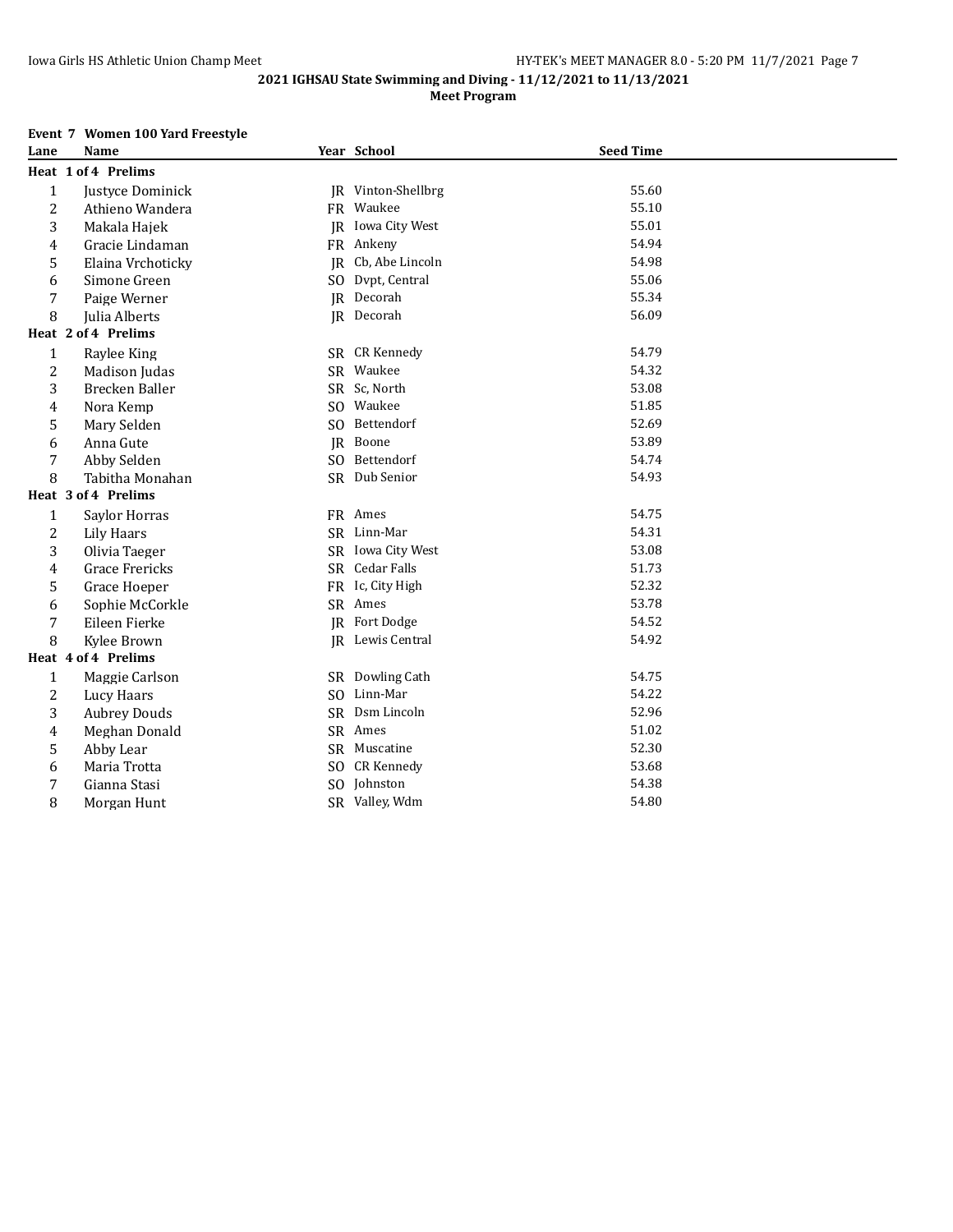**2021 IGHSAU State Swimming and Diving - 11/12/2021 to 11/13/2021**

**Meet Program**

### Event 7 Women 100 Yard Freestyle

| Lane | Name | Year | School | Seed Time |
|---|---|---|---|---|
| **Heat 1 of 4 Prelims** | | | | |
| 1 | Justyce Dominick | JR | Vinton-Shellbrg | 55.60 |
| 2 | Athieno Wandera | FR | Waukee | 55.10 |
| 3 | Makala Hajek | JR | Iowa City West | 55.01 |
| 4 | Gracie Lindaman | FR | Ankeny | 54.94 |
| 5 | Elaina Vrchoticky | JR | Cb, Abe Lincoln | 54.98 |
| 6 | Simone Green | SO | Dvpt, Central | 55.06 |
| 7 | Paige Werner | JR | Decorah | 55.34 |
| 8 | Julia Alberts | JR | Decorah | 56.09 |
| **Heat 2 of 4 Prelims** | | | | |
| 1 | Raylee King | SR | CR Kennedy | 54.79 |
| 2 | Madison Judas | SR | Waukee | 54.32 |
| 3 | Brecken Baller | SR | Sc, North | 53.08 |
| 4 | Nora Kemp | SO | Waukee | 51.85 |
| 5 | Mary Selden | SO | Bettendorf | 52.69 |
| 6 | Anna Gute | JR | Boone | 53.89 |
| 7 | Abby Selden | SO | Bettendorf | 54.74 |
| 8 | Tabitha Monahan | SR | Dub Senior | 54.93 |
| **Heat 3 of 4 Prelims** | | | | |
| 1 | Saylor Horras | FR | Ames | 54.75 |
| 2 | Lily Haars | SR | Linn-Mar | 54.31 |
| 3 | Olivia Taeger | SR | Iowa City West | 53.08 |
| 4 | Grace Frericks | SR | Cedar Falls | 51.73 |
| 5 | Grace Hoeper | FR | Ic, City High | 52.32 |
| 6 | Sophie McCorkle | SR | Ames | 53.78 |
| 7 | Eileen Fierke | JR | Fort Dodge | 54.52 |
| 8 | Kylee Brown | JR | Lewis Central | 54.92 |
| **Heat 4 of 4 Prelims** | | | | |
| 1 | Maggie Carlson | SR | Dowling Cath | 54.75 |
| 2 | Lucy Haars | SO | Linn-Mar | 54.22 |
| 3 | Aubrey Douds | SR | Dsm Lincoln | 52.96 |
| 4 | Meghan Donald | SR | Ames | 51.02 |
| 5 | Abby Lear | SR | Muscatine | 52.30 |
| 6 | Maria Trotta | SO | CR Kennedy | 53.68 |
| 7 | Gianna Stasi | SO | Johnston | 54.38 |
| 8 | Morgan Hunt | SR | Valley, Wdm | 54.80 |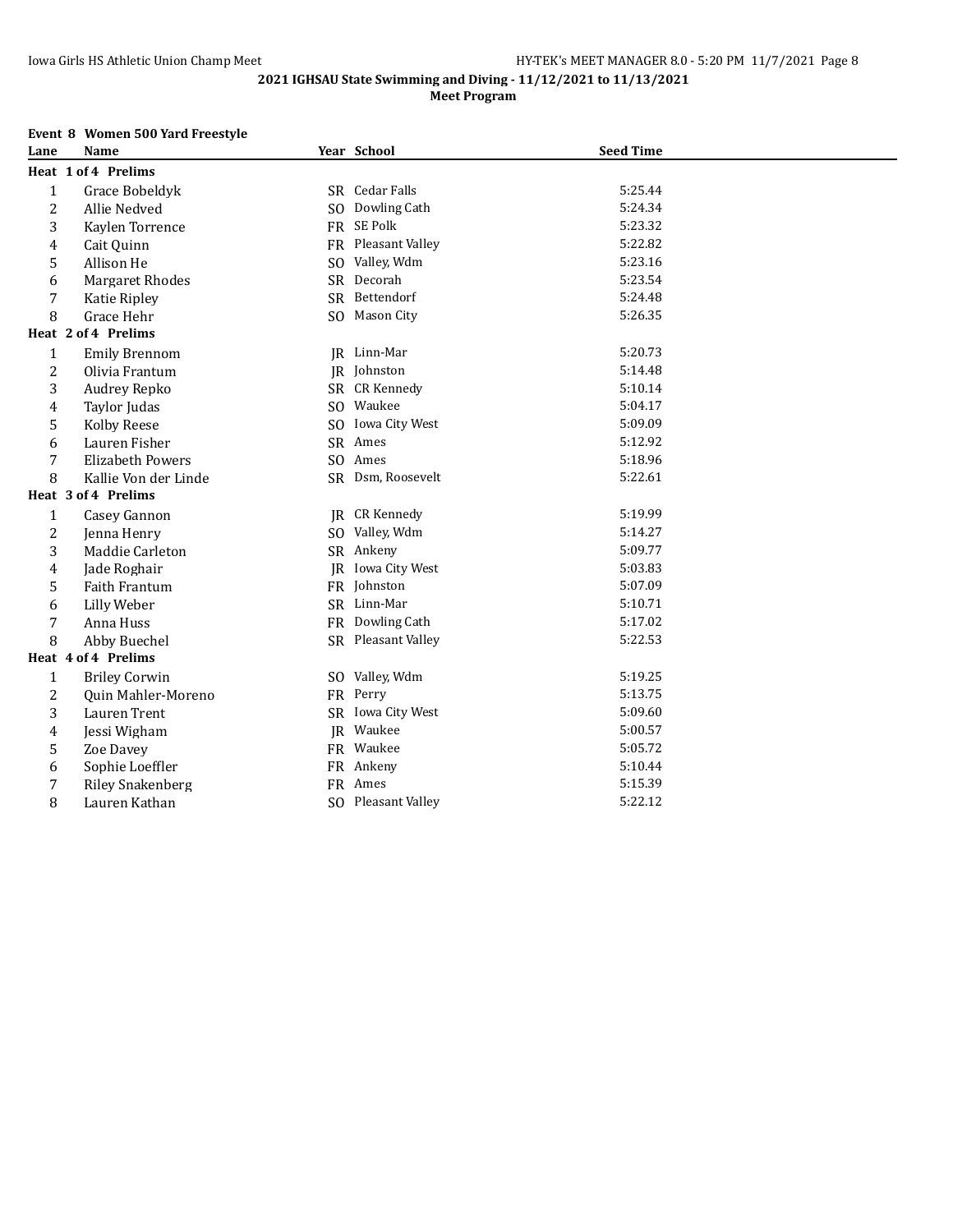## 2021 IGHSAU State Swimming and Diving - 11/12/2021 to 11/13/2021

### Meet Program

**Event 8 Women 500 Yard Freestyle**

| Lane | Name | Year | School | Seed Time |
|---|---|---|---|---|
| **Heat 1 of 4 Prelims** | | | | |
| 1 | Grace Bobeldyk | SR | Cedar Falls | 5:25.44 |
| 2 | Allie Nedved | SO | Dowling Cath | 5:24.34 |
| 3 | Kaylen Torrence | FR | SE Polk | 5:23.32 |
| 4 | Cait Quinn | FR | Pleasant Valley | 5:22.82 |
| 5 | Allison He | SO | Valley, Wdm | 5:23.16 |
| 6 | Margaret Rhodes | SR | Decorah | 5:23.54 |
| 7 | Katie Ripley | SR | Bettendorf | 5:24.48 |
| 8 | Grace Hehr | SO | Mason City | 5:26.35 |
| **Heat 2 of 4 Prelims** | | | | |
| 1 | Emily Brennom | JR | Linn-Mar | 5:20.73 |
| 2 | Olivia Frantum | JR | Johnston | 5:14.48 |
| 3 | Audrey Repko | SR | CR Kennedy | 5:10.14 |
| 4 | Taylor Judas | SO | Waukee | 5:04.17 |
| 5 | Kolby Reese | SO | Iowa City West | 5:09.09 |
| 6 | Lauren Fisher | SR | Ames | 5:12.92 |
| 7 | Elizabeth Powers | SO | Ames | 5:18.96 |
| 8 | Kallie Von der Linde | SR | Dsm, Roosevelt | 5:22.61 |
| **Heat 3 of 4 Prelims** | | | | |
| 1 | Casey Gannon | JR | CR Kennedy | 5:19.99 |
| 2 | Jenna Henry | SO | Valley, Wdm | 5:14.27 |
| 3 | Maddie Carleton | SR | Ankeny | 5:09.77 |
| 4 | Jade Roghair | JR | Iowa City West | 5:03.83 |
| 5 | Faith Frantum | FR | Johnston | 5:07.09 |
| 6 | Lilly Weber | SR | Linn-Mar | 5:10.71 |
| 7 | Anna Huss | FR | Dowling Cath | 5:17.02 |
| 8 | Abby Buechel | SR | Pleasant Valley | 5:22.53 |
| **Heat 4 of 4 Prelims** | | | | |
| 1 | Briley Corwin | SO | Valley, Wdm | 5:19.25 |
| 2 | Quin Mahler-Moreno | FR | Perry | 5:13.75 |
| 3 | Lauren Trent | SR | Iowa City West | 5:09.60 |
| 4 | Jessi Wigham | JR | Waukee | 5:00.57 |
| 5 | Zoe Davey | FR | Waukee | 5:05.72 |
| 6 | Sophie Loeffler | FR | Ankeny | 5:10.44 |
| 7 | Riley Snakenberg | FR | Ames | 5:15.39 |
| 8 | Lauren Kathan | SO | Pleasant Valley | 5:22.12 |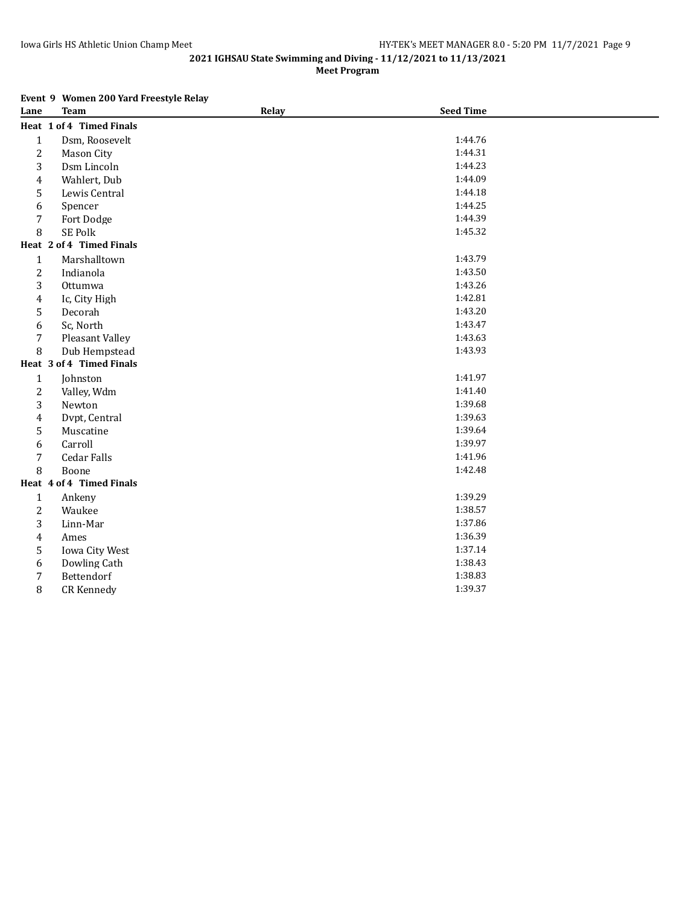**2021 IGHSAU State Swimming and Diving - 11/12/2021 to 11/13/2021**

**Meet Program**

**Event 9 Women 200 Yard Freestyle Relay**

| Lane | Team | Relay | Seed Time |
|---|---|---|---|
| **Heat 1 of 4 Timed Finals** | | | |
| 1 | Dsm, Roosevelt | | 1:44.76 |
| 2 | Mason City | | 1:44.31 |
| 3 | Dsm Lincoln | | 1:44.23 |
| 4 | Wahlert, Dub | | 1:44.09 |
| 5 | Lewis Central | | 1:44.18 |
| 6 | Spencer | | 1:44.25 |
| 7 | Fort Dodge | | 1:44.39 |
| 8 | SE Polk | | 1:45.32 |
| **Heat 2 of 4 Timed Finals** | | | |
| 1 | Marshalltown | | 1:43.79 |
| 2 | Indianola | | 1:43.50 |
| 3 | Ottumwa | | 1:43.26 |
| 4 | Ic, City High | | 1:42.81 |
| 5 | Decorah | | 1:43.20 |
| 6 | Sc, North | | 1:43.47 |
| 7 | Pleasant Valley | | 1:43.63 |
| 8 | Dub Hempstead | | 1:43.93 |
| **Heat 3 of 4 Timed Finals** | | | |
| 1 | Johnston | | 1:41.97 |
| 2 | Valley, Wdm | | 1:41.40 |
| 3 | Newton | | 1:39.68 |
| 4 | Dvpt, Central | | 1:39.63 |
| 5 | Muscatine | | 1:39.64 |
| 6 | Carroll | | 1:39.97 |
| 7 | Cedar Falls | | 1:41.96 |
| 8 | Boone | | 1:42.48 |
| **Heat 4 of 4 Timed Finals** | | | |
| 1 | Ankeny | | 1:39.29 |
| 2 | Waukee | | 1:38.57 |
| 3 | Linn-Mar | | 1:37.86 |
| 4 | Ames | | 1:36.39 |
| 5 | Iowa City West | | 1:37.14 |
| 6 | Dowling Cath | | 1:38.43 |
| 7 | Bettendorf | | 1:38.83 |
| 8 | CR Kennedy | | 1:39.37 |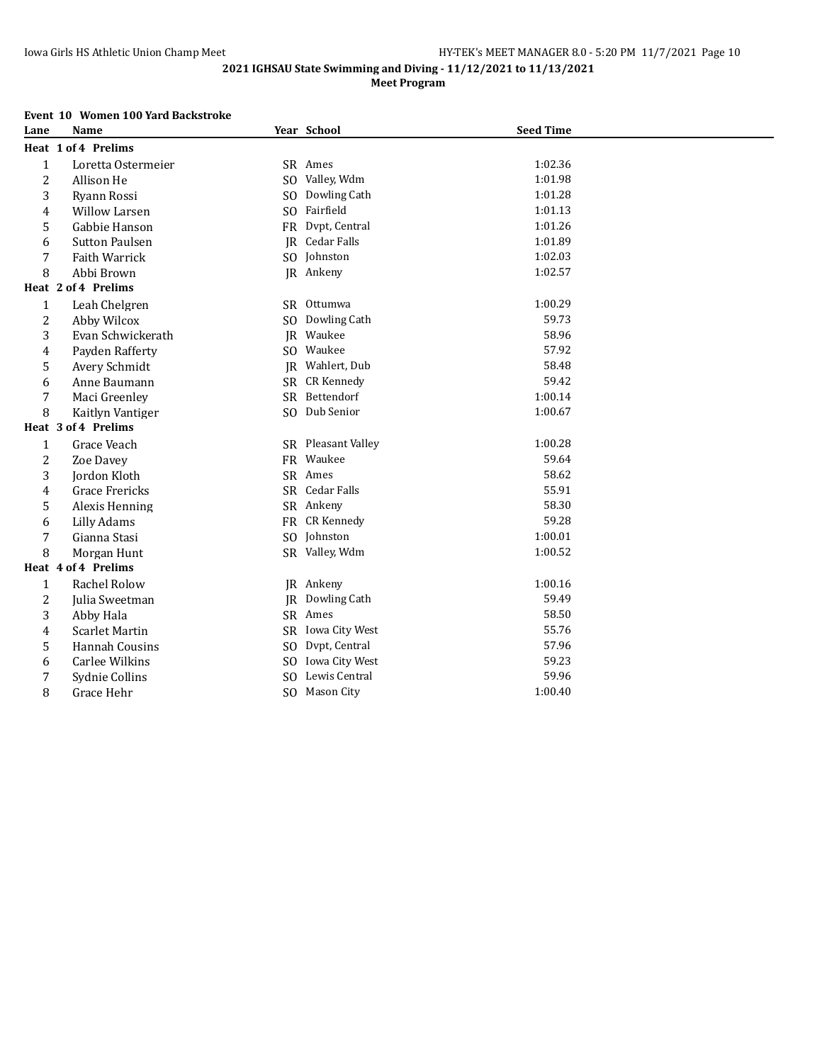## 2021 IGHSAU State Swimming and Diving - 11/12/2021 to 11/13/2021

### Meet Program

**Event 10 Women 100 Yard Backstroke**

| Lane | Name | Year | School | Seed Time |
|---|---|---|---|---|
| **Heat 1 of 4 Prelims** | | | | |
| 1 | Loretta Ostermeier | SR | Ames | 1:02.36 |
| 2 | Allison He | SO | Valley, Wdm | 1:01.98 |
| 3 | Ryann Rossi | SO | Dowling Cath | 1:01.28 |
| 4 | Willow Larsen | SO | Fairfield | 1:01.13 |
| 5 | Gabbie Hanson | FR | Dvpt, Central | 1:01.26 |
| 6 | Sutton Paulsen | JR | Cedar Falls | 1:01.89 |
| 7 | Faith Warrick | SO | Johnston | 1:02.03 |
| 8 | Abbi Brown | JR | Ankeny | 1:02.57 |
| **Heat 2 of 4 Prelims** | | | | |
| 1 | Leah Chelgren | SR | Ottumwa | 1:00.29 |
| 2 | Abby Wilcox | SO | Dowling Cath | 59.73 |
| 3 | Evan Schwickerath | JR | Waukee | 58.96 |
| 4 | Payden Rafferty | SO | Waukee | 57.92 |
| 5 | Avery Schmidt | JR | Wahlert, Dub | 58.48 |
| 6 | Anne Baumann | SR | CR Kennedy | 59.42 |
| 7 | Maci Greenley | SR | Bettendorf | 1:00.14 |
| 8 | Kaitlyn Vantiger | SO | Dub Senior | 1:00.67 |
| **Heat 3 of 4 Prelims** | | | | |
| 1 | Grace Veach | SR | Pleasant Valley | 1:00.28 |
| 2 | Zoe Davey | FR | Waukee | 59.64 |
| 3 | Jordon Kloth | SR | Ames | 58.62 |
| 4 | Grace Frericks | SR | Cedar Falls | 55.91 |
| 5 | Alexis Henning | SR | Ankeny | 58.30 |
| 6 | Lilly Adams | FR | CR Kennedy | 59.28 |
| 7 | Gianna Stasi | SO | Johnston | 1:00.01 |
| 8 | Morgan Hunt | SR | Valley, Wdm | 1:00.52 |
| **Heat 4 of 4 Prelims** | | | | |
| 1 | Rachel Rolow | JR | Ankeny | 1:00.16 |
| 2 | Julia Sweetman | JR | Dowling Cath | 59.49 |
| 3 | Abby Hala | SR | Ames | 58.50 |
| 4 | Scarlet Martin | SR | Iowa City West | 55.76 |
| 5 | Hannah Cousins | SO | Dvpt, Central | 57.96 |
| 6 | Carlee Wilkins | SO | Iowa City West | 59.23 |
| 7 | Sydnie Collins | SO | Lewis Central | 59.96 |
| 8 | Grace Hehr | SO | Mason City | 1:00.40 |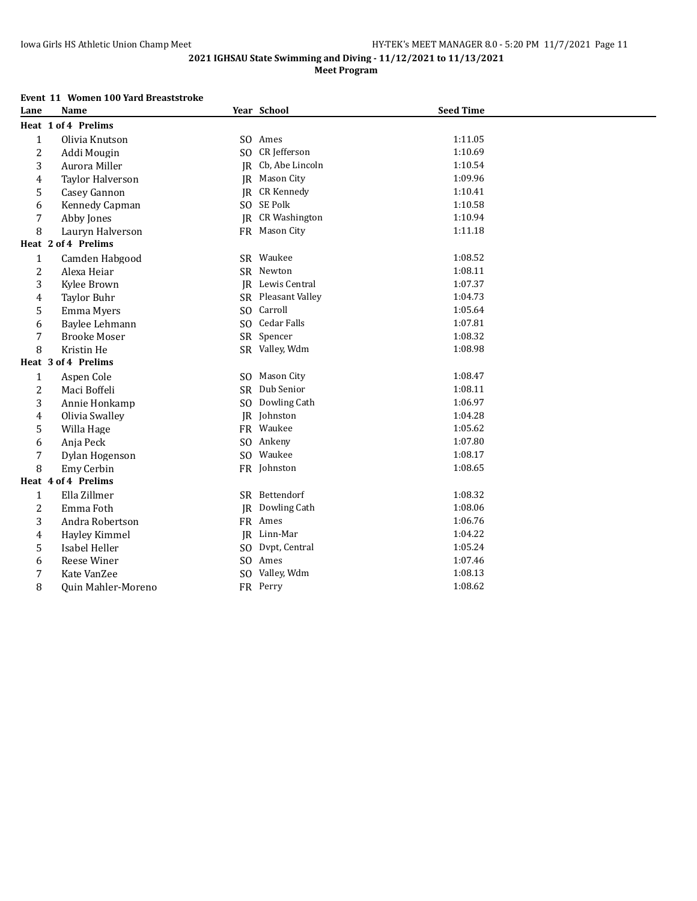## 2021 IGHSAU State Swimming and Diving - 11/12/2021 to 11/13/2021

### Meet Program

**Event 11 Women 100 Yard Breaststroke**

| Lane | Name | Year | School | Seed Time |
|---|---|---|---|---|
| **Heat 1 of 4 Prelims** | | | | |
| 1 | Olivia Knutson | SO | Ames | 1:11.05 |
| 2 | Addi Mougin | SO | CR Jefferson | 1:10.69 |
| 3 | Aurora Miller | JR | Cb, Abe Lincoln | 1:10.54 |
| 4 | Taylor Halverson | JR | Mason City | 1:09.96 |
| 5 | Casey Gannon | JR | CR Kennedy | 1:10.41 |
| 6 | Kennedy Capman | SO | SE Polk | 1:10.58 |
| 7 | Abby Jones | JR | CR Washington | 1:10.94 |
| 8 | Lauryn Halverson | FR | Mason City | 1:11.18 |
| **Heat 2 of 4 Prelims** | | | | |
| 1 | Camden Habgood | SR | Waukee | 1:08.52 |
| 2 | Alexa Heiar | SR | Newton | 1:08.11 |
| 3 | Kylee Brown | JR | Lewis Central | 1:07.37 |
| 4 | Taylor Buhr | SR | Pleasant Valley | 1:04.73 |
| 5 | Emma Myers | SO | Carroll | 1:05.64 |
| 6 | Baylee Lehmann | SO | Cedar Falls | 1:07.81 |
| 7 | Brooke Moser | SR | Spencer | 1:08.32 |
| 8 | Kristin He | SR | Valley, Wdm | 1:08.98 |
| **Heat 3 of 4 Prelims** | | | | |
| 1 | Aspen Cole | SO | Mason City | 1:08.47 |
| 2 | Maci Boffeli | SR | Dub Senior | 1:08.11 |
| 3 | Annie Honkamp | SO | Dowling Cath | 1:06.97 |
| 4 | Olivia Swalley | JR | Johnston | 1:04.28 |
| 5 | Willa Hage | FR | Waukee | 1:05.62 |
| 6 | Anja Peck | SO | Ankeny | 1:07.80 |
| 7 | Dylan Hogenson | SO | Waukee | 1:08.17 |
| 8 | Emy Cerbin | FR | Johnston | 1:08.65 |
| **Heat 4 of 4 Prelims** | | | | |
| 1 | Ella Zillmer | SR | Bettendorf | 1:08.32 |
| 2 | Emma Foth | JR | Dowling Cath | 1:08.06 |
| 3 | Andra Robertson | FR | Ames | 1:06.76 |
| 4 | Hayley Kimmel | JR | Linn-Mar | 1:04.22 |
| 5 | Isabel Heller | SO | Dvpt, Central | 1:05.24 |
| 6 | Reese Winer | SO | Ames | 1:07.46 |
| 7 | Kate VanZee | SO | Valley, Wdm | 1:08.13 |
| 8 | Quin Mahler-Moreno | FR | Perry | 1:08.62 |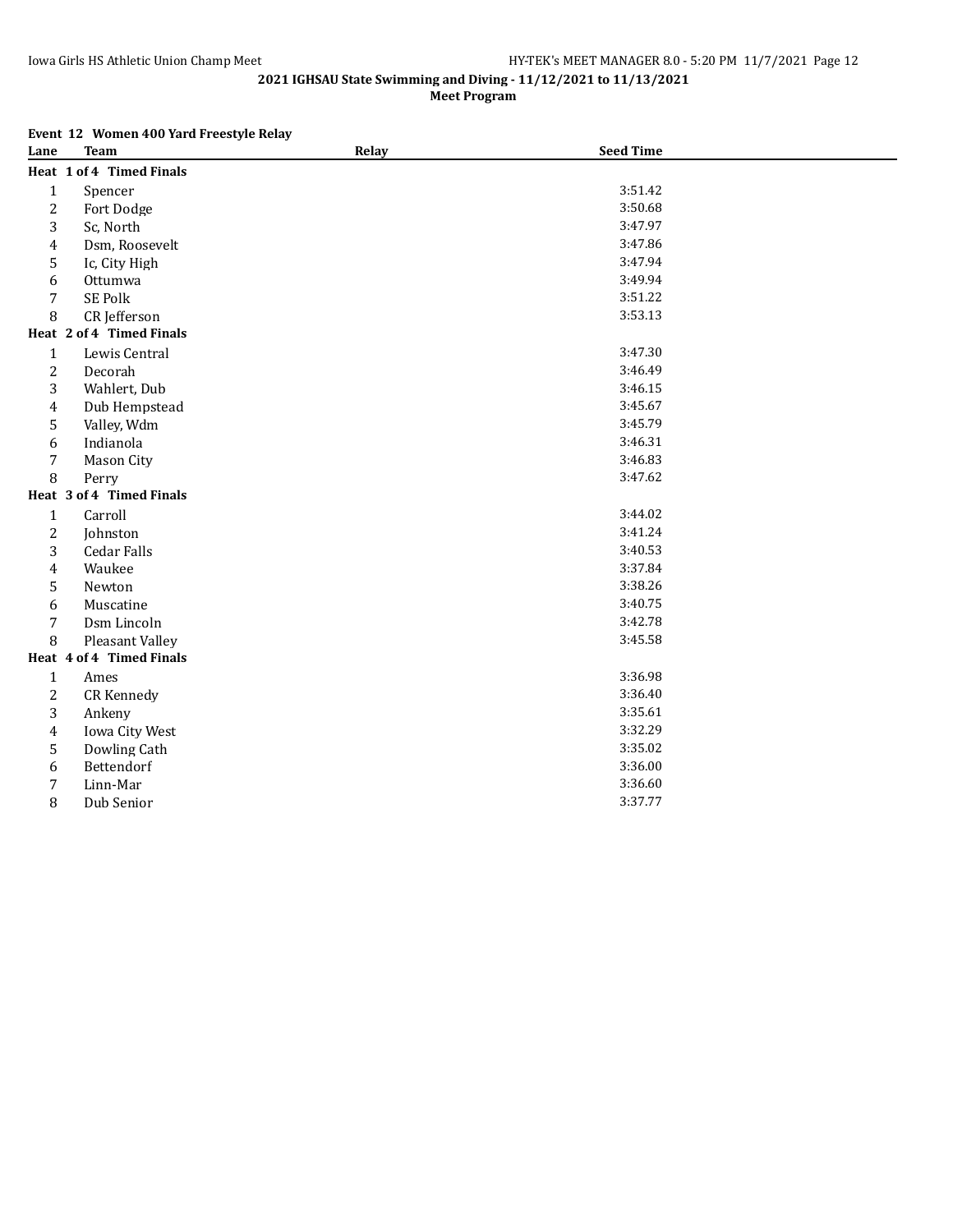**2021 IGHSAU State Swimming and Diving - 11/12/2021 to 11/13/2021**

**Meet Program**

**Event 12 Women 400 Yard Freestyle Relay**

| Lane | Team | Relay | Seed Time |
|---|---|---|---|
| **Heat 1 of 4 Timed Finals** | | | |
| 1 | Spencer | | 3:51.42 |
| 2 | Fort Dodge | | 3:50.68 |
| 3 | Sc, North | | 3:47.97 |
| 4 | Dsm, Roosevelt | | 3:47.86 |
| 5 | Ic, City High | | 3:47.94 |
| 6 | Ottumwa | | 3:49.94 |
| 7 | SE Polk | | 3:51.22 |
| 8 | CR Jefferson | | 3:53.13 |
| **Heat 2 of 4 Timed Finals** | | | |
| 1 | Lewis Central | | 3:47.30 |
| 2 | Decorah | | 3:46.49 |
| 3 | Wahlert, Dub | | 3:46.15 |
| 4 | Dub Hempstead | | 3:45.67 |
| 5 | Valley, Wdm | | 3:45.79 |
| 6 | Indianola | | 3:46.31 |
| 7 | Mason City | | 3:46.83 |
| 8 | Perry | | 3:47.62 |
| **Heat 3 of 4 Timed Finals** | | | |
| 1 | Carroll | | 3:44.02 |
| 2 | Johnston | | 3:41.24 |
| 3 | Cedar Falls | | 3:40.53 |
| 4 | Waukee | | 3:37.84 |
| 5 | Newton | | 3:38.26 |
| 6 | Muscatine | | 3:40.75 |
| 7 | Dsm Lincoln | | 3:42.78 |
| 8 | Pleasant Valley | | 3:45.58 |
| **Heat 4 of 4 Timed Finals** | | | |
| 1 | Ames | | 3:36.98 |
| 2 | CR Kennedy | | 3:36.40 |
| 3 | Ankeny | | 3:35.61 |
| 4 | Iowa City West | | 3:32.29 |
| 5 | Dowling Cath | | 3:35.02 |
| 6 | Bettendorf | | 3:36.00 |
| 7 | Linn-Mar | | 3:36.60 |
| 8 | Dub Senior | | 3:37.77 |